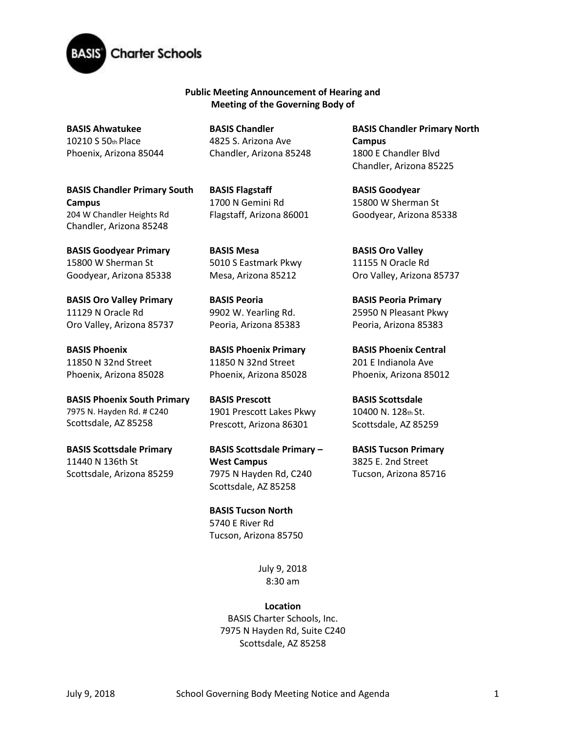**Public Meeting Announcement of Hearing and Meeting of the Governing Body of**

**BASIS Ahwatukee**
10210 S 50th Place
Phoenix, Arizona 85044

**BASIS Chandler**
4825 S. Arizona Ave
Chandler, Arizona 85248

**BASIS Chandler Primary North Campus**
1800 E Chandler Blvd
Chandler, Arizona 85225

**BASIS Chandler Primary South Campus**
204 W Chandler Heights Rd
Chandler, Arizona 85248

**BASIS Flagstaff**
1700 N Gemini Rd
Flagstaff, Arizona 86001

**BASIS Goodyear**
15800 W Sherman St
Goodyear, Arizona 85338

**BASIS Goodyear Primary**
15800 W Sherman St
Goodyear, Arizona 85338

**BASIS Mesa**
5010 S Eastmark Pkwy
Mesa, Arizona 85212

**BASIS Oro Valley**
11155 N Oracle Rd
Oro Valley, Arizona 85737

**BASIS Oro Valley Primary**
11129 N Oracle Rd
Oro Valley, Arizona 85737

**BASIS Peoria**
9902 W. Yearling Rd.
Peoria, Arizona 85383

**BASIS Peoria Primary**
25950 N Pleasant Pkwy
Peoria, Arizona 85383

**BASIS Phoenix**
11850 N 32nd Street
Phoenix, Arizona 85028

**BASIS Phoenix Primary**
11850 N 32nd Street
Phoenix, Arizona 85028

**BASIS Phoenix Central**
201 E Indianola Ave
Phoenix, Arizona 85012

**BASIS Phoenix South Primary**
7975 N. Hayden Rd. # C240
Scottsdale, AZ 85258

**BASIS Prescott**
1901 Prescott Lakes Pkwy
Prescott, Arizona 86301

**BASIS Scottsdale**
10400 N. 128th St.
Scottsdale, AZ 85259

**BASIS Scottsdale Primary**
11440 N 136th St
Scottsdale, Arizona 85259

**BASIS Scottsdale Primary – West Campus**
7975 N Hayden Rd, C240
Scottsdale, AZ 85258

**BASIS Tucson Primary**
3825 E. 2nd Street
Tucson, Arizona 85716

**BASIS Tucson North**
5740 E River Rd
Tucson, Arizona 85750

July 9, 2018
8:30 am

**Location**
BASIS Charter Schools, Inc.
7975 N Hayden Rd, Suite C240
Scottsdale, AZ 85258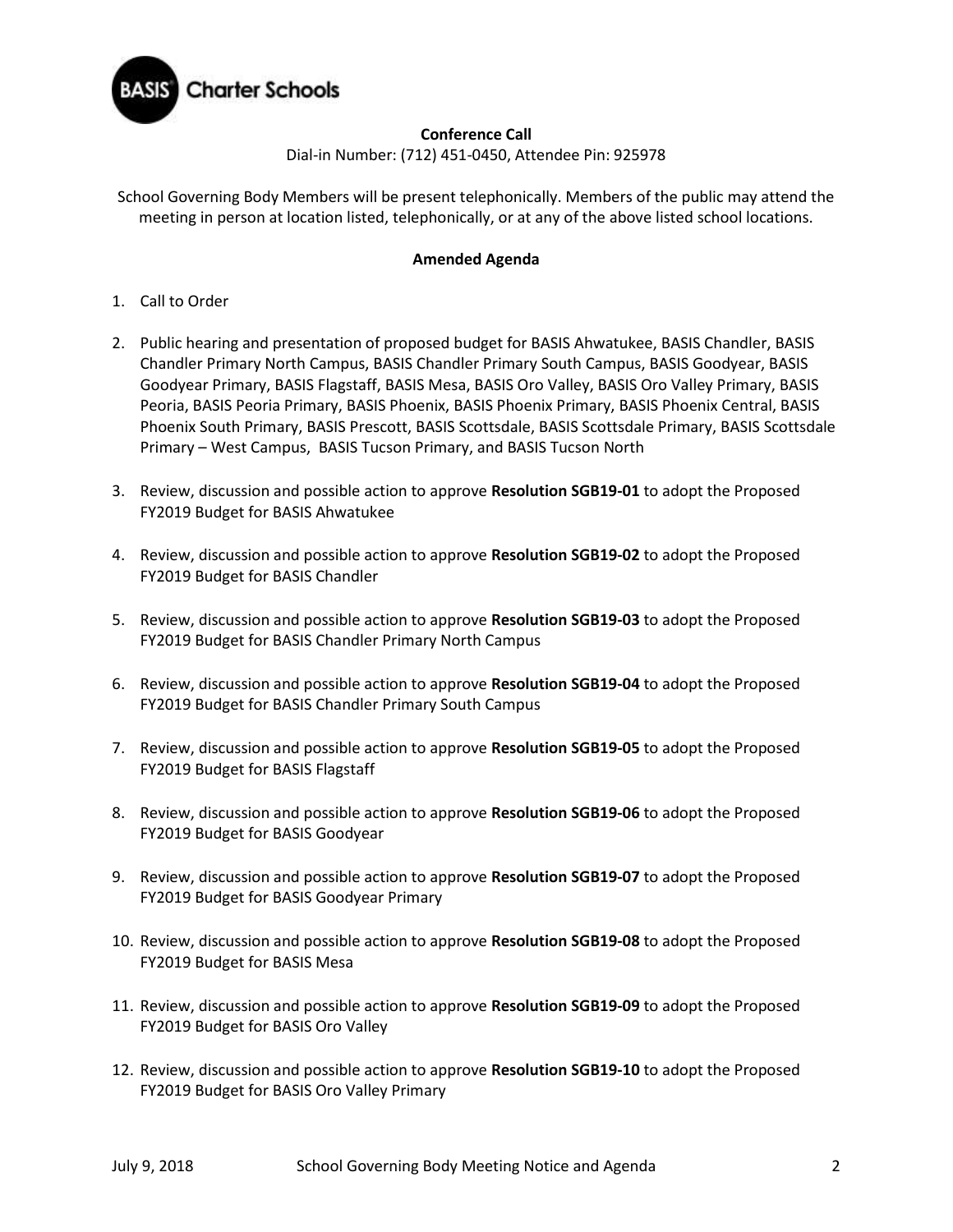**Conference Call**

Dial-in Number: (712) 451-0450, Attendee Pin: 925978

School Governing Body Members will be present telephonically. Members of the public may attend the meeting in person at location listed, telephonically, or at any of the above listed school locations.

**Amended Agenda**

1. Call to Order
2. Public hearing and presentation of proposed budget for BASIS Ahwatukee, BASIS Chandler, BASIS Chandler Primary North Campus, BASIS Chandler Primary South Campus, BASIS Goodyear, BASIS Goodyear Primary, BASIS Flagstaff, BASIS Mesa, BASIS Oro Valley, BASIS Oro Valley Primary, BASIS Peoria, BASIS Peoria Primary, BASIS Phoenix, BASIS Phoenix Primary, BASIS Phoenix Central, BASIS Phoenix South Primary, BASIS Prescott, BASIS Scottsdale, BASIS Scottsdale Primary, BASIS Scottsdale Primary – West Campus, BASIS Tucson Primary, and BASIS Tucson North
3. Review, discussion and possible action to approve **Resolution SGB19-01** to adopt the Proposed FY2019 Budget for BASIS Ahwatukee
4. Review, discussion and possible action to approve **Resolution SGB19-02** to adopt the Proposed FY2019 Budget for BASIS Chandler
5. Review, discussion and possible action to approve **Resolution SGB19-03** to adopt the Proposed FY2019 Budget for BASIS Chandler Primary North Campus
6. Review, discussion and possible action to approve **Resolution SGB19-04** to adopt the Proposed FY2019 Budget for BASIS Chandler Primary South Campus
7. Review, discussion and possible action to approve **Resolution SGB19-05** to adopt the Proposed FY2019 Budget for BASIS Flagstaff
8. Review, discussion and possible action to approve **Resolution SGB19-06** to adopt the Proposed FY2019 Budget for BASIS Goodyear
9. Review, discussion and possible action to approve **Resolution SGB19-07** to adopt the Proposed FY2019 Budget for BASIS Goodyear Primary
10. Review, discussion and possible action to approve **Resolution SGB19-08** to adopt the Proposed FY2019 Budget for BASIS Mesa
11. Review, discussion and possible action to approve **Resolution SGB19-09** to adopt the Proposed FY2019 Budget for BASIS Oro Valley
12. Review, discussion and possible action to approve **Resolution SGB19-10** to adopt the Proposed FY2019 Budget for BASIS Oro Valley Primary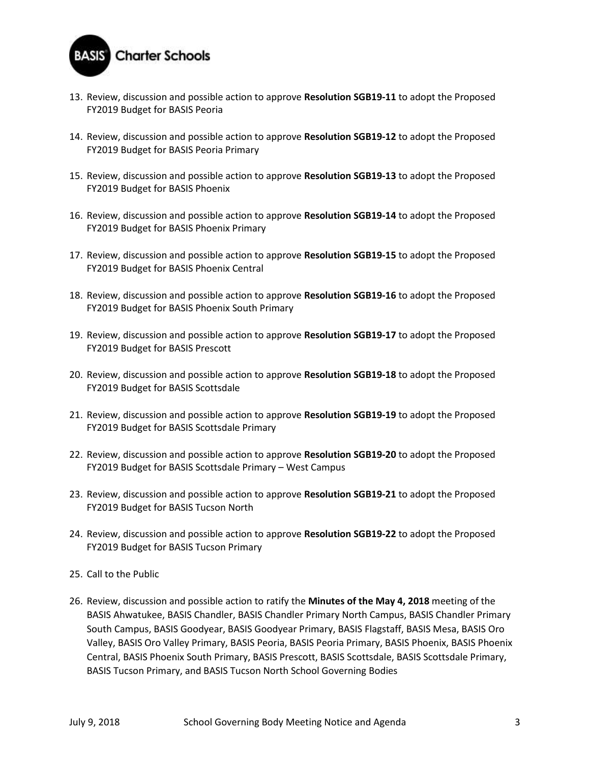13. Review, discussion and possible action to approve **Resolution SGB19-11** to adopt the Proposed FY2019 Budget for BASIS Peoria

14. Review, discussion and possible action to approve **Resolution SGB19-12** to adopt the Proposed FY2019 Budget for BASIS Peoria Primary

15. Review, discussion and possible action to approve **Resolution SGB19-13** to adopt the Proposed FY2019 Budget for BASIS Phoenix

16. Review, discussion and possible action to approve **Resolution SGB19-14** to adopt the Proposed FY2019 Budget for BASIS Phoenix Primary

17. Review, discussion and possible action to approve **Resolution SGB19-15** to adopt the Proposed FY2019 Budget for BASIS Phoenix Central

18. Review, discussion and possible action to approve **Resolution SGB19-16** to adopt the Proposed FY2019 Budget for BASIS Phoenix South Primary

19. Review, discussion and possible action to approve **Resolution SGB19-17** to adopt the Proposed FY2019 Budget for BASIS Prescott

20. Review, discussion and possible action to approve **Resolution SGB19-18** to adopt the Proposed FY2019 Budget for BASIS Scottsdale

21. Review, discussion and possible action to approve **Resolution SGB19-19** to adopt the Proposed FY2019 Budget for BASIS Scottsdale Primary

22. Review, discussion and possible action to approve **Resolution SGB19-20** to adopt the Proposed FY2019 Budget for BASIS Scottsdale Primary – West Campus

23. Review, discussion and possible action to approve **Resolution SGB19-21** to adopt the Proposed FY2019 Budget for BASIS Tucson North

24. Review, discussion and possible action to approve **Resolution SGB19-22** to adopt the Proposed FY2019 Budget for BASIS Tucson Primary

25. Call to the Public

26. Review, discussion and possible action to ratify the **Minutes of the May 4, 2018** meeting of the BASIS Ahwatukee, BASIS Chandler, BASIS Chandler Primary North Campus, BASIS Chandler Primary South Campus, BASIS Goodyear, BASIS Goodyear Primary, BASIS Flagstaff, BASIS Mesa, BASIS Oro Valley, BASIS Oro Valley Primary, BASIS Peoria, BASIS Peoria Primary, BASIS Phoenix, BASIS Phoenix Central, BASIS Phoenix South Primary, BASIS Prescott, BASIS Scottsdale, BASIS Scottsdale Primary, BASIS Tucson Primary, and BASIS Tucson North School Governing Bodies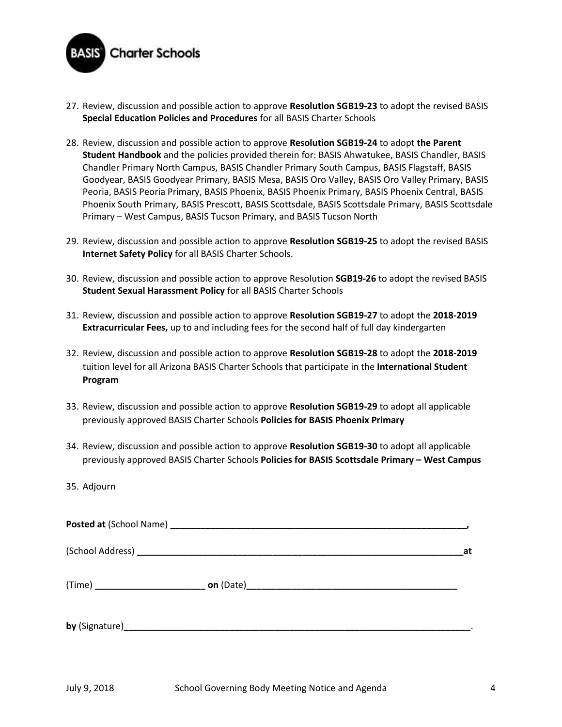27. Review, discussion and possible action to approve **Resolution SGB19-23** to adopt the revised BASIS **Special Education Policies and Procedures** for all BASIS Charter Schools

28. Review, discussion and possible action to approve **Resolution SGB19-24** to adopt **the Parent Student Handbook** and the policies provided therein for: BASIS Ahwatukee, BASIS Chandler, BASIS Chandler Primary North Campus, BASIS Chandler Primary South Campus, BASIS Flagstaff, BASIS Goodyear, BASIS Goodyear Primary, BASIS Mesa, BASIS Oro Valley, BASIS Oro Valley Primary, BASIS Peoria, BASIS Peoria Primary, BASIS Phoenix, BASIS Phoenix Primary, BASIS Phoenix Central, BASIS Phoenix South Primary, BASIS Prescott, BASIS Scottsdale, BASIS Scottsdale Primary, BASIS Scottsdale Primary – West Campus, BASIS Tucson Primary, and BASIS Tucson North

29. Review, discussion and possible action to approve **Resolution SGB19-25** to adopt the revised BASIS **Internet Safety Policy** for all BASIS Charter Schools.

30. Review, discussion and possible action to approve Resolution **SGB19-26** to adopt the revised BASIS **Student Sexual Harassment Policy** for all BASIS Charter Schools

31. Review, discussion and possible action to approve **Resolution SGB19-27** to adopt the **2018-2019 Extracurricular Fees,** up to and including fees for the second half of full day kindergarten

32. Review, discussion and possible action to approve **Resolution SGB19-28** to adopt the **2018-2019** tuition level for all Arizona BASIS Charter Schools that participate in the **International Student Program**

33. Review, discussion and possible action to approve **Resolution SGB19-29** to adopt all applicable previously approved BASIS Charter Schools **Policies for BASIS Phoenix Primary**

34. Review, discussion and possible action to approve **Resolution SGB19-30** to adopt all applicable previously approved BASIS Charter Schools **Policies for BASIS Scottsdale Primary – West Campus**

35. Adjourn

**Posted at** (School Name) ______________________________________________________________**,**

(School Address) ____________________________________________________________________**at**

(Time) ______________________ **on** (Date)___________________________________________

**by** (Signature)_______________________________________________________________________.